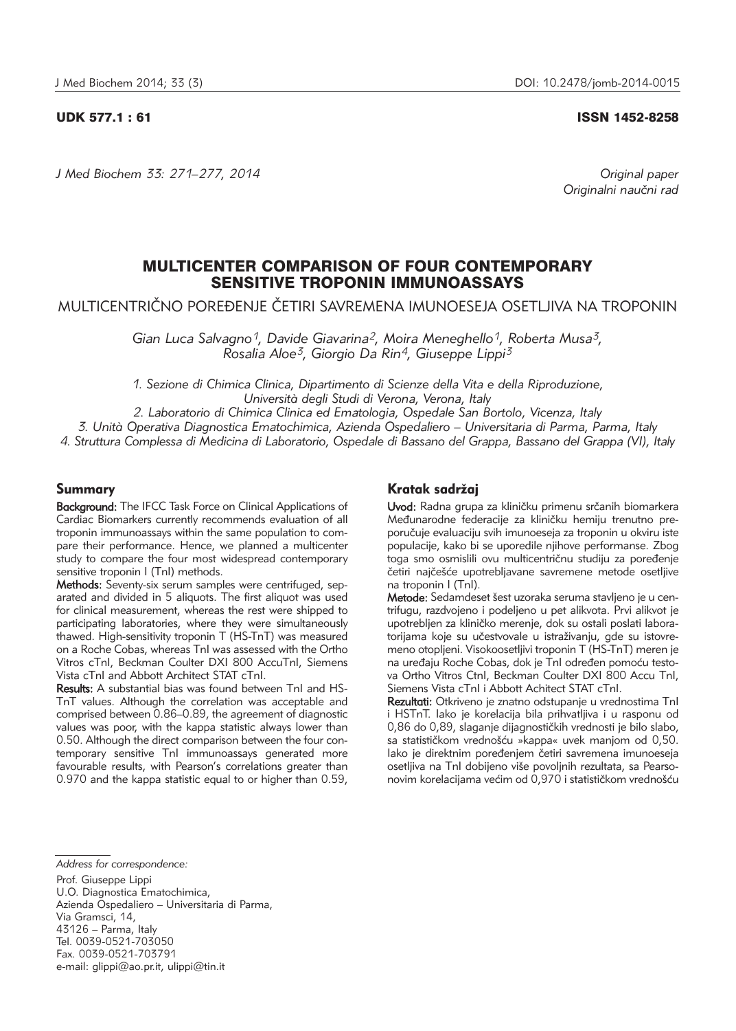UDK 577.1 : 61

ISSN 1452-8258

*J Med Biochem 33: 271–277, 2014*

*Original paper*
*Originalni naučni rad*

# MULTICENTER COMPARISON OF FOUR CONTEMPORARY SENSITIVE TROPONIN IMMUNOASSAYS

## MULTICENTRIČNO POREĐENJE ČETIRI SAVREMENA IMUNOESEJA OSETLJIVA NA TROPONIN

*Gian Luca Salvagno[1], Davide Giavarina[2], Moira Meneghello[1], Roberta Musa[3], Rosalia Aloe[3], Giorgio Da Rin[4], Giuseppe Lippi[3]*

*1. Sezione di Chimica Clinica, Dipartimento di Scienze della Vita e della Riproduzione, Università degli Studi di Verona, Verona, Italy*
*2. Laboratorio di Chimica Clinica ed Ematologia, Ospedale San Bortolo, Vicenza, Italy*
*3. Unità Operativa Diagnostica Ematochimica, Azienda Ospedaliero – Universitaria di Parma, Parma, Italy*
*4. Struttura Complessa di Medicina di Laboratorio, Ospedale di Bassano del Grappa, Bassano del Grappa (VI), Italy*

## Summary

**Background:** The IFCC Task Force on Clinical Applications of Cardiac Biomarkers currently recommends evaluation of all troponin immunoassays within the same population to compare their performance. Hence, we planned a multicenter study to compare the four most widespread contemporary sensitive troponin I (TnI) methods.

**Methods:** Seventy-six serum samples were centrifuged, separated and divided in 5 aliquots. The first aliquot was used for clinical measurement, whereas the rest were shipped to participating laboratories, where they were simultaneously thawed. High-sensitivity troponin T (HS-TnT) was measured on a Roche Cobas, whereas TnI was assessed with the Ortho Vitros cTnI, Beckman Coulter DXI 800 AccuTnI, Siemens Vista cTnI and Abbott Architect STAT cTnI.

**Results:** A substantial bias was found between TnI and HS-TnT values. Although the correlation was acceptable and comprised between 0.86–0.89, the agreement of diagnostic values was poor, with the kappa statistic always lower than 0.50. Although the direct comparison between the four contemporary sensitive TnI immunoassays generated more favourable results, with Pearson's correlations greater than 0.970 and the kappa statistic equal to or higher than 0.59,

## Kratak sadržaj

**Uvod:** Radna grupa za kliničku primenu srčanih biomarkera Međunarodne federacije za kliničku hemiju trenutno preporučuje evaluaciju svih imunoeseja za troponin u okviru iste populacije, kako bi se uporedile njihove performanse. Zbog toga smo osmislili ovu multicentričnu studiju za poređenje četiri najčešće upotrebljavane savremene metode osetljive na troponin I (TnI).

**Metode:** Sedamdeset šest uzoraka seruma stavljeno je u centrifugu, razdvojeno i podeljeno u pet alikvota. Prvi alikvot je upotrebljen za kliničko merenje, dok su ostali poslati laboratorijama koje su učestvovale u istraživanju, gde su istovremeno otopljeni. Visokoosetljivi troponin T (HS-TnT) meren je na uređaju Roche Cobas, dok je TnI određen pomoću testova Ortho Vitros CtnI, Beckman Coulter DXI 800 Accu TnI, Siemens Vista cTnI and Abbott Achitect STAT cTnI.

**Rezultati:** Otkriveno je znatno odstupanje u vrednostima TnI i HSTnT. Iako je korelacija bila prihvatljiva i u rasponu od 0,86 do 0,89, slaganje dijagnostičkih vrednosti je bilo slabo, sa statističkom vrednošću »kappa« uvek manjom od 0,50. Iako je direktnim poređenjem četiri savremena imunoeseja osetljiva na TnI dobijeno više povoljnih rezultata, sa Pearsonovim korelacijama većim od 0,970 i statističkom vrednošću

---

*Address for correspondence:*

Prof. Giuseppe Lippi
U.O. Diagnostica Ematochimica,
Azienda Ospedaliero – Universitaria di Parma,
Via Gramsci, 14,
43126 – Parma, Italy
Tel. 0039-0521-703050
Fax. 0039-0521-703791
e-mail: glippi@ao.pr.it, ulippi@tin.it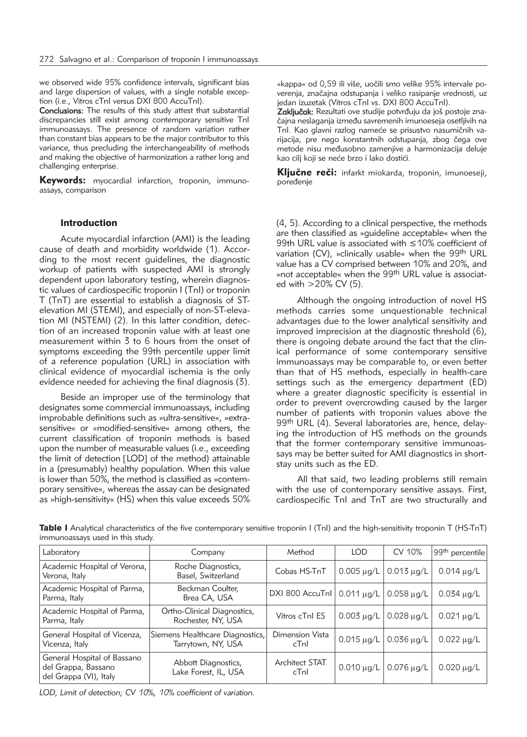we observed wide 95% confidence intervals, significant bias and large dispersion of values, with a single notable exception (i.e., Vitros cTnI versus DXI 800 AccuTnI).

**Conclusions:** The results of this study attest that substantial discrepancies still exist among contemporary sensitive TnI immunoassays. The presence of random variation rather than constant bias appears to be the major contributor to this variance, thus precluding the interchangeability of methods and making the objective of harmonization a rather long and challenging enterprise.

**Keywords:** myocardial infarction, troponin, immunoassays, comparison

»kappa« od 0,59 ili više, uočili smo velike 95% intervale poverenja, značajna odstupanja i veliko rasipanje vrednosti, uz jedan izuzetak (Vitros cTnI vs. DXI 800 AccuTnI).

**Zaključak:** Rezultati ove studije potvrđuju da još postoje značajna neslaganja između savremenih imunoeseja osetljivih na TnI. Kao glavni razlog nameće se prisustvo nasumičnih varijacija, pre nego konstantnih odstupanja, zbog čega ove metode nisu međusobno zamenjive a harmonizacija deluje kao cilj koji se neće brzo i lako dostići.

**Ključne reči:** infarkt miokarda, troponin, imunoeseji, poređenje

## Introduction

Acute myocardial infarction (AMI) is the leading cause of death and morbidity worldwide (1). According to the most recent guidelines, the diagnostic workup of patients with suspected AMI is strongly dependent upon laboratory testing, wherein diagnostic values of cardiospecific troponin I (TnI) or troponin T (TnT) are essential to establish a diagnosis of ST-elevation MI (STEMI), and especially of non-ST-elevation MI (NSTEMI) (2). In this latter condition, detection of an increased troponin value with at least one measurement within 3 to 6 hours from the onset of symptoms exceeding the 99th percentile upper limit of a reference population (URL) in association with clinical evidence of myocardial ischemia is the only evidence needed for achieving the final diagnosis (3).

Beside an improper use of the terminology that designates some commercial immunoassays, including improbable definitions such as »ultra-sensitive«, »extra-sensitive« or »modified-sensitive« among others, the current classification of troponin methods is based upon the number of measurable values (i.e., exceeding the limit of detection [LOD] of the method) attainable in a (presumably) healthy population. When this value is lower than 50%, the method is classified as »contemporary sensitive«, whereas the assay can be designated as »high-sensitivity« (HS) when this value exceeds 50% (4, 5). According to a clinical perspective, the methods are then classified as »guideline acceptable« when the 99th URL value is associated with ≤10% coefficient of variation (CV), »clinically usable« when the 99th URL value has a CV comprised between 10% and 20%, and »not acceptable« when the 99th URL value is associated with >20% CV (5).

Although the ongoing introduction of novel HS methods carries some unquestionable technical advantages due to the lower analytical sensitivity and improved imprecision at the diagnostic threshold (6), there is ongoing debate around the fact that the clinical performance of some contemporary sensitive immunoassays may be comparable to, or even better than that of HS methods, especially in health-care settings such as the emergency department (ED) where a greater diagnostic specificity is essential in order to prevent overcrowding caused by the larger number of patients with troponin values above the 99th URL (4). Several laboratories are, hence, delaying the introduction of HS methods on the grounds that the former contemporary sensitive immunoassays may be better suited for AMI diagnostics in short-stay units such as the ED.

All that said, two leading problems still remain with the use of contemporary sensitive assays. First, cardiospecific TnI and TnT are two structurally and

**Table I** Analytical characteristics of the five contemporary sensitive troponin I (TnI) and the high-sensitivity troponin T (HS-TnT) immunoassays used in this study.

| Laboratory | Company | Method | LOD | CV 10% | 99th percentile |
|---|---|---|---|---|---|
| Academic Hospital of Verona, Verona, Italy | Roche Diagnostics, Basel, Switzerland | Cobas HS-TnT | 0.005 μg/L | 0.013 μg/L | 0.014 μg/L |
| Academic Hospital of Parma, Parma, Italy | Beckman Coulter, Brea CA, USA | DXI 800 AccuTnI | 0.011 μg/L | 0.058 μg/L | 0.034 μg/L |
| Academic Hospital of Parma, Parma, Italy | Ortho-Clinical Diagnostics, Rochester, NY, USA | Vitros cTnI ES | 0.003 μg/L | 0.028 μg/L | 0.021 μg/L |
| General Hospital of Vicenza, Vicenza, Italy | Siemens Healthcare Diagnostics, Tarrytown, NY, USA | Dimension Vista cTnI | 0.015 μg/L | 0.036 μg/L | 0.022 μg/L |
| General Hospital of Bassano del Grappa, Bassano del Grappa (VI), Italy | Abbott Diagnostics, Lake Forest, IL, USA | Architect STAT cTnI | 0.010 μg/L | 0.076 μg/L | 0.020 μg/L |

*LOD, Limit of detection; CV 10%, 10% coefficient of variation.*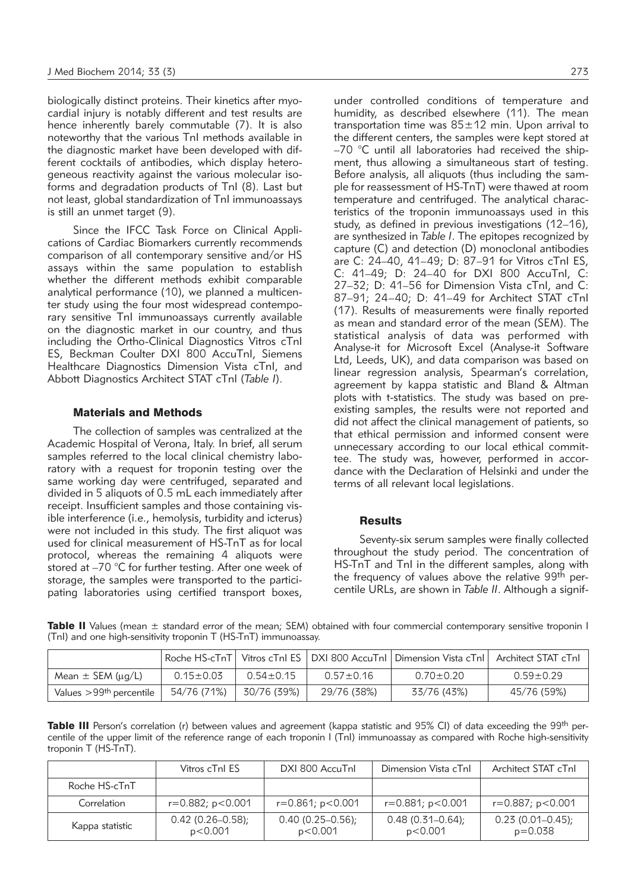biologically distinct proteins. Their kinetics after myocardial injury is notably different and test results are hence inherently barely commutable (7). It is also noteworthy that the various TnI methods available in the diagnostic market have been developed with different cocktails of antibodies, which display heterogeneous reactivity against the various molecular isoforms and degradation products of TnI (8). Last but not least, global standardization of TnI immunoassays is still an unmet target (9).

Since the IFCC Task Force on Clinical Applications of Cardiac Biomarkers currently recommends comparison of all contemporary sensitive and/or HS assays within the same population to establish whether the different methods exhibit comparable analytical performance (10), we planned a multicenter study using the four most widespread contemporary sensitive TnI immunoassays currently available on the diagnostic market in our country, and thus including the Ortho-Clinical Diagnostics Vitros cTnI ES, Beckman Coulter DXI 800 AccuTnI, Siemens Healthcare Diagnostics Dimension Vista cTnI, and Abbott Diagnostics Architect STAT cTnI (*Table I*).

## Materials and Methods

The collection of samples was centralized at the Academic Hospital of Verona, Italy. In brief, all serum samples referred to the local clinical chemistry laboratory with a request for troponin testing over the same working day were centrifuged, separated and divided in 5 aliquots of 0.5 mL each immediately after receipt. Insufficient samples and those containing visible interference (i.e., hemolysis, turbidity and icterus) were not included in this study. The first aliquot was used for clinical measurement of HS-TnT as for local protocol, whereas the remaining 4 aliquots were stored at –70 °C for further testing. After one week of storage, the samples were transported to the participating laboratories using certified transport boxes, under controlled conditions of temperature and humidity, as described elsewhere (11). The mean transportation time was 85±12 min. Upon arrival to the different centers, the samples were kept stored at –70 °C until all laboratories had received the shipment, thus allowing a simultaneous start of testing. Before analysis, all aliquots (thus including the sample for reassessment of HS-TnT) were thawed at room temperature and centrifuged. The analytical characteristics of the troponin immunoassays used in this study, as defined in previous investigations (12–16), are synthesized in *Table I*. The epitopes recognized by capture (C) and detection (D) monoclonal antibodies are C: 24–40, 41–49; D: 87–91 for Vitros cTnI ES, C: 41–49; D: 24–40 for DXI 800 AccuTnI, C: 27–32; D: 41–56 for Dimension Vista cTnI, and C: 87–91; 24–40; D: 41–49 for Architect STAT cTnI (17). Results of measurements were finally reported as mean and standard error of the mean (SEM). The statistical analysis of data was performed with Analyse-it for Microsoft Excel (Analyse-it Software Ltd, Leeds, UK), and data comparison was based on linear regression analysis, Spearman's correlation, agreement by kappa statistic and Bland & Altman plots with t-statistics. The study was based on preexisting samples, the results were not reported and did not affect the clinical management of patients, so that ethical permission and informed consent were unnecessary according to our local ethical committee. The study was, however, performed in accordance with the Declaration of Helsinki and under the terms of all relevant local legislations.

## Results

Seventy-six serum samples were finally collected throughout the study period. The concentration of HS-TnT and TnI in the different samples, along with the frequency of values above the relative 99th percentile URLs, are shown in *Table II*. Although a signif-

**Table II** Values (mean ± standard error of the mean; SEM) obtained with four commercial contemporary sensitive troponin I (TnI) and one high-sensitivity troponin T (HS-TnT) immunoassay.

| | Roche HS-cTnT | Vitros cTnI ES | DXI 800 AccuTnI | Dimension Vista cTnI | Architect STAT cTnI |
|---|---|---|---|---|---|
| Mean ± SEM (μg/L) | 0.15±0.03 | 0.54±0.15 | 0.57±0.16 | 0.70±0.20 | 0.59±0.29 |
| Values >99th percentile | 54/76 (71%) | 30/76 (39%) | 29/76 (38%) | 33/76 (43%) | 45/76 (59%) |

**Table III** Person's correlation (r) between values and agreement (kappa statistic and 95% CI) of data exceeding the 99th percentile of the upper limit of the reference range of each troponin I (TnI) immunoassay as compared with Roche high-sensitivity troponin T (HS-TnT).

| | Vitros cTnI ES | DXI 800 AccuTnI | Dimension Vista cTnI | Architect STAT cTnI |
|---|---|---|---|---|
| Roche HS-cTnT | | | | |
| Correlation | r=0.882; p<0.001 | r=0.861; p<0.001 | r=0.881; p<0.001 | r=0.887; p<0.001 |
| Kappa statistic | 0.42 (0.26–0.58); p<0.001 | 0.40 (0.25–0.56); p<0.001 | 0.48 (0.31–0.64); p<0.001 | 0.23 (0.01–0.45); p=0.038 |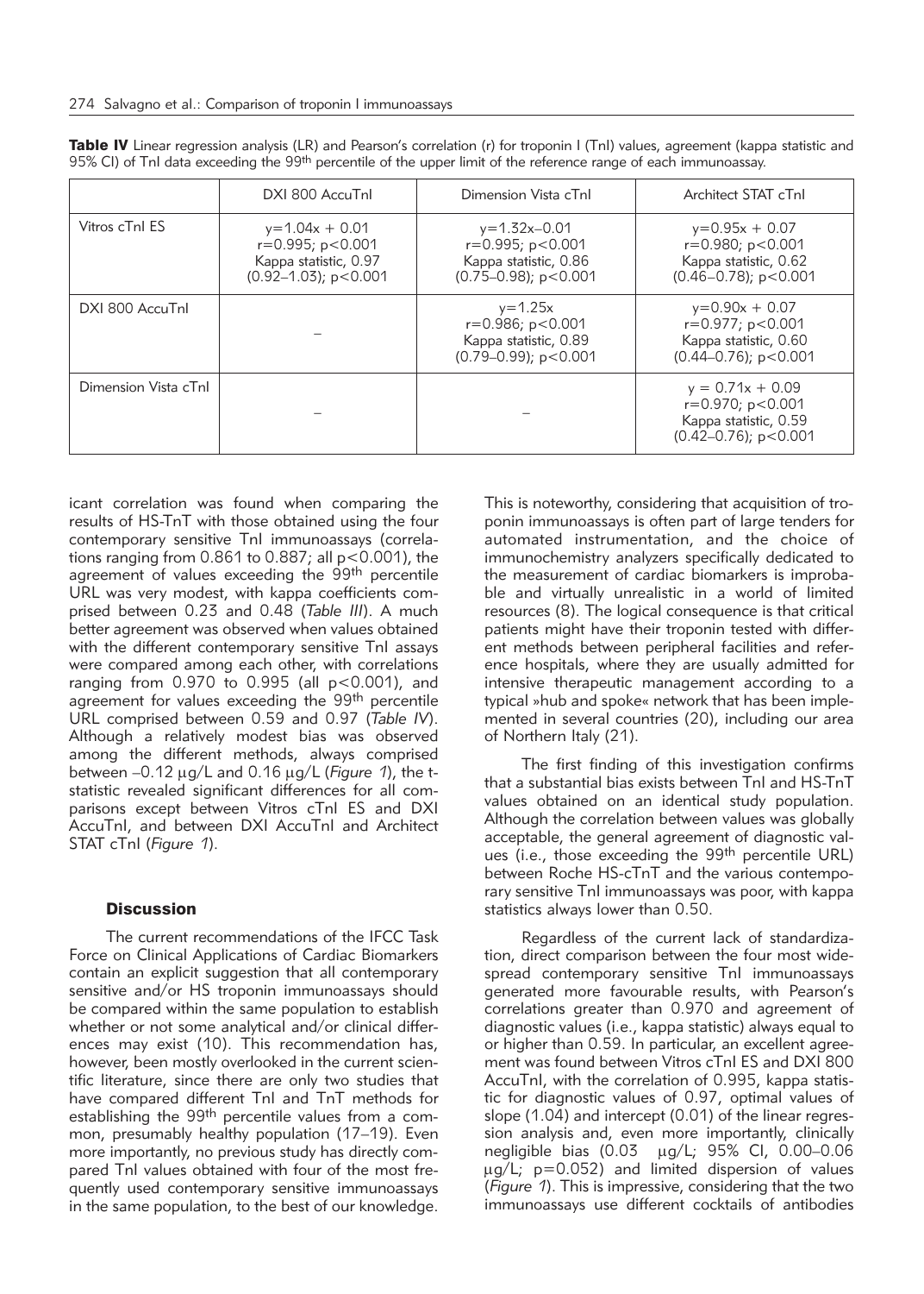**Table IV** Linear regression analysis (LR) and Pearson's correlation (r) for troponin I (TnI) values, agreement (kappa statistic and 95% CI) of TnI data exceeding the 99th percentile of the upper limit of the reference range of each immunoassay.

| | DXI 800 AccuTnI | Dimension Vista cTnI | Architect STAT cTnI |
|---|---|---|---|
| Vitros cTnI ES | $y=1.04x+0.01$<br>$r=0.995$; $p<0.001$<br>Kappa statistic, 0.97<br>(0.92–1.03); $p<0.001$ | $y=1.32x-0.01$<br>$r=0.995$; $p<0.001$<br>Kappa statistic, 0.86<br>(0.75–0.98); $p<0.001$ | $y=0.95x+0.07$<br>$r=0.980$; $p<0.001$<br>Kappa statistic, 0.62<br>(0.46–0.78); $p<0.001$ |
| DXI 800 AccuTnI | – | $y=1.25x$<br>$r=0.986$; $p<0.001$<br>Kappa statistic, 0.89<br>(0.79–0.99); $p<0.001$ | $y=0.90x+0.07$<br>$r=0.977$; $p<0.001$<br>Kappa statistic, 0.60<br>(0.44–0.76); $p<0.001$ |
| Dimension Vista cTnI | – | – | $y=0.71x+0.09$<br>$r=0.970$; $p<0.001$<br>Kappa statistic, 0.59<br>(0.42–0.76); $p<0.001$ |

icant correlation was found when comparing the results of HS-TnT with those obtained using the four contemporary sensitive TnI immunoassays (correlations ranging from 0.861 to 0.887; all $p<0.001$), the agreement of values exceeding the 99th percentile URL was very modest, with kappa coefficients comprised between 0.23 and 0.48 (*Table III*). A much better agreement was observed when values obtained with the different contemporary sensitive TnI assays were compared among each other, with correlations ranging from 0.970 to 0.995 (all $p<0.001$), and agreement for values exceeding the 99th percentile URL comprised between 0.59 and 0.97 (*Table IV*). Although a relatively modest bias was observed among the different methods, always comprised between –0.12 μg/L and 0.16 μg/L (*Figure 1*), the t-statistic revealed significant differences for all comparisons except between Vitros cTnI ES and DXI AccuTnI, and between DXI AccuTnI and Architect STAT cTnI (*Figure 1*).

## Discussion

The current recommendations of the IFCC Task Force on Clinical Applications of Cardiac Biomarkers contain an explicit suggestion that all contemporary sensitive and/or HS troponin immunoassays should be compared within the same population to establish whether or not some analytical and/or clinical differences may exist (10). This recommendation has, however, been mostly overlooked in the current scientific literature, since there are only two studies that have compared different TnI and TnT methods for establishing the 99th percentile values from a common, presumably healthy population (17–19). Even more importantly, no previous study has directly compared TnI values obtained with four of the most frequently used contemporary sensitive immunoassays in the same population, to the best of our knowledge. This is noteworthy, considering that acquisition of troponin immunoassays is often part of large tenders for automated instrumentation, and the choice of immunochemistry analyzers specifically dedicated to the measurement of cardiac biomarkers is improbable and virtually unrealistic in a world of limited resources (8). The logical consequence is that critical patients might have their troponin tested with different methods between peripheral facilities and reference hospitals, where they are usually admitted for intensive therapeutic management according to a typical »hub and spoke« network that has been implemented in several countries (20), including our area of Northern Italy (21).

The first finding of this investigation confirms that a substantial bias exists between TnI and HS-TnT values obtained on an identical study population. Although the correlation between values was globally acceptable, the general agreement of diagnostic values (i.e., those exceeding the 99th percentile URL) between Roche HS-cTnT and the various contemporary sensitive TnI immunoassays was poor, with kappa statistics always lower than 0.50.

Regardless of the current lack of standardization, direct comparison between the four most widespread contemporary sensitive TnI immunoassays generated more favourable results, with Pearson's correlations greater than 0.970 and agreement of diagnostic values (i.e., kappa statistic) always equal to or higher than 0.59. In particular, an excellent agreement was found between Vitros cTnI ES and DXI 800 AccuTnI, with the correlation of 0.995, kappa statistic for diagnostic values of 0.97, optimal values of slope (1.04) and intercept (0.01) of the linear regression analysis and, even more importantly, clinically negligible bias (0.03 μg/L; 95% CI, 0.00–0.06 μg/L; $p=0.052$) and limited dispersion of values (*Figure 1*). This is impressive, considering that the two immunoassays use different cocktails of antibodies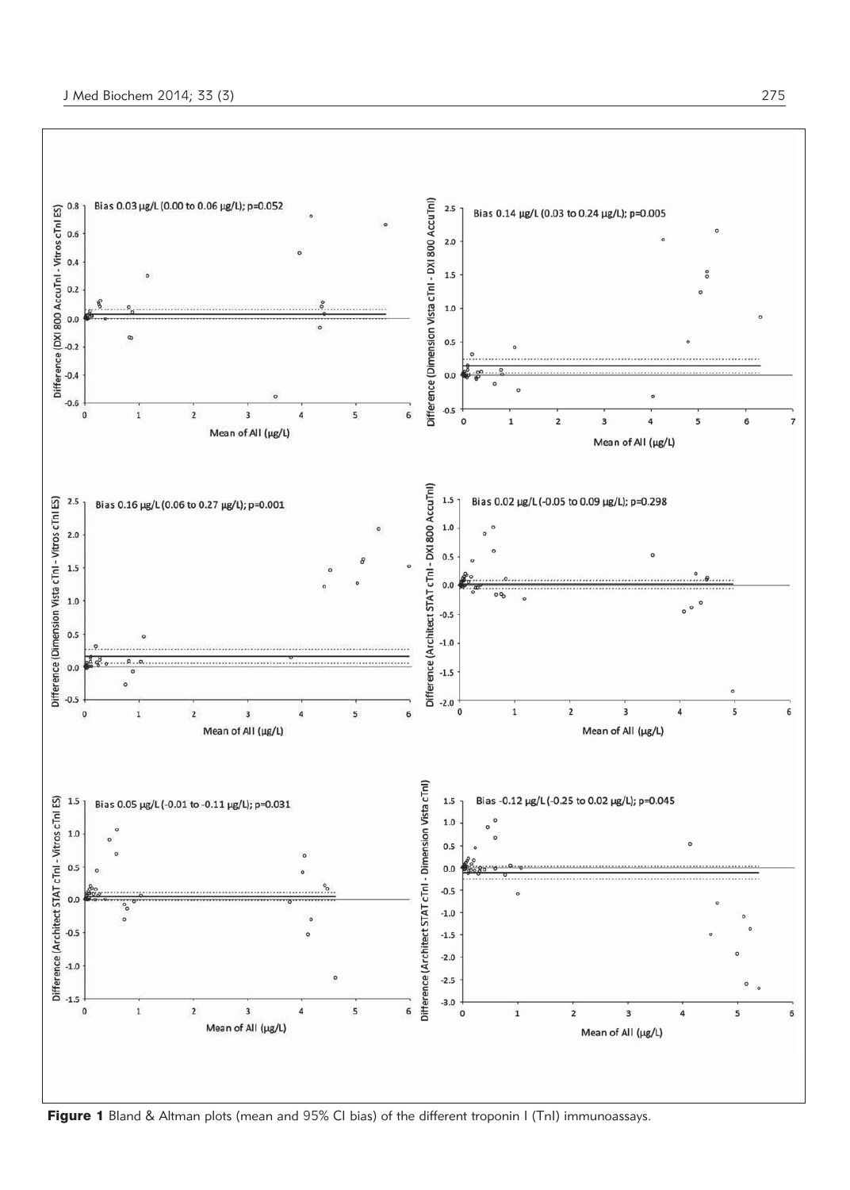**Figure 1** Bland & Altman plots (mean and 95% CI bias) of the different troponin I (TnI) immunoassays.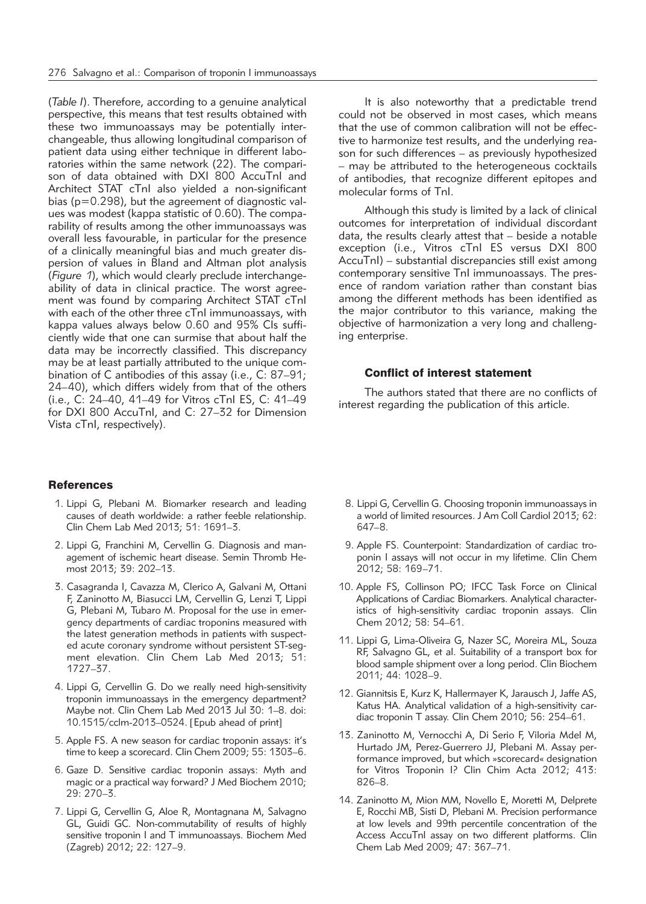(*Table I*). Therefore, according to a genuine analytical perspective, this means that test results obtained with these two immunoassays may be potentially interchangeable, thus allowing longitudinal comparison of patient data using either technique in different laboratories within the same network (22). The comparison of data obtained with DXI 800 AccuTnI and Architect STAT cTnI also yielded a non-significant bias (p=0.298), but the agreement of diagnostic values was modest (kappa statistic of 0.60). The comparability of results among the other immunoassays was overall less favourable, in particular for the presence of a clinically meaningful bias and much greater dispersion of values in Bland and Altman plot analysis (*Figure 1*), which would clearly preclude interchangeability of data in clinical practice. The worst agreement was found by comparing Architect STAT cTnI with each of the other three cTnI immunoassays, with kappa values always below 0.60 and 95% CIs sufficiently wide that one can surmise that about half the data may be incorrectly classified. This discrepancy may be at least partially attributed to the unique combination of C antibodies of this assay (i.e., C: 87–91; 24–40), which differs widely from that of the others (i.e., C: 24–40, 41–49 for Vitros cTnI ES, C: 41–49 for DXI 800 AccuTnI, and C: 27–32 for Dimension Vista cTnI, respectively).

It is also noteworthy that a predictable trend could not be observed in most cases, which means that the use of common calibration will not be effective to harmonize test results, and the underlying reason for such differences – as previously hypothesized – may be attributed to the heterogeneous cocktails of antibodies, that recognize different epitopes and molecular forms of TnI.

Although this study is limited by a lack of clinical outcomes for interpretation of individual discordant data, the results clearly attest that – beside a notable exception (i.e., Vitros cTnI ES versus DXI 800 AccuTnI) – substantial discrepancies still exist among contemporary sensitive TnI immunoassays. The presence of random variation rather than constant bias among the different methods has been identified as the major contributor to this variance, making the objective of harmonization a very long and challenging enterprise.

### Conflict of interest statement

The authors stated that there are no conflicts of interest regarding the publication of this article.

## References

1. Lippi G, Plebani M. Biomarker research and leading causes of death worldwide: a rather feeble relationship. Clin Chem Lab Med 2013; 51: 1691–3.
2. Lippi G, Franchini M, Cervellin G. Diagnosis and management of ischemic heart disease. Semin Thromb Hemost 2013; 39: 202–13.
3. Casagranda I, Cavazza M, Clerico A, Galvani M, Ottani F, Zaninotto M, Biasucci LM, Cervellin G, Lenzi T, Lippi G, Plebani M, Tubaro M. Proposal for the use in emergency departments of cardiac troponins measured with the latest generation methods in patients with suspected acute coronary syndrome without persistent ST-segment elevation. Clin Chem Lab Med 2013; 51: 1727–37.
4. Lippi G, Cervellin G. Do we really need high-sensitivity troponin immunoassays in the emergency department? Maybe not. Clin Chem Lab Med 2013 Jul 30: 1–8. doi: 10.1515/cclm-2013–0524. [Epub ahead of print]
5. Apple FS. A new season for cardiac troponin assays: it's time to keep a scorecard. Clin Chem 2009; 55: 1303–6.
6. Gaze D. Sensitive cardiac troponin assays: Myth and magic or a practical way forward? J Med Biochem 2010; 29: 270–3.
7. Lippi G, Cervellin G, Aloe R, Montagnana M, Salvagno GL, Guidi GC. Non-commutability of results of highly sensitive troponin I and T immunoassays. Biochem Med (Zagreb) 2012; 22: 127–9.
8. Lippi G, Cervellin G. Choosing troponin immunoassays in a world of limited resources. J Am Coll Cardiol 2013; 62: 647–8.
9. Apple FS. Counterpoint: Standardization of cardiac troponin I assays will not occur in my lifetime. Clin Chem 2012; 58: 169–71.
10. Apple FS, Collinson PO; IFCC Task Force on Clinical Applications of Cardiac Biomarkers. Analytical characteristics of high-sensitivity cardiac troponin assays. Clin Chem 2012; 58: 54–61.
11. Lippi G, Lima-Oliveira G, Nazer SC, Moreira ML, Souza RF, Salvagno GL, et al. Suitability of a transport box for blood sample shipment over a long period. Clin Biochem 2011; 44: 1028–9.
12. Giannitsis E, Kurz K, Hallermayer K, Jarausch J, Jaffe AS, Katus HA. Analytical validation of a high-sensitivity cardiac troponin T assay. Clin Chem 2010; 56: 254–61.
13. Zaninotto M, Vernocchi A, Di Serio F, Viloria Mdel M, Hurtado JM, Perez-Guerrero JJ, Plebani M. Assay performance improved, but which »scorecard« designation for Vitros Troponin I? Clin Chim Acta 2012; 413: 826–8.
14. Zaninotto M, Mion MM, Novello E, Moretti M, Delprete E, Rocchi MB, Sisti D, Plebani M. Precision performance at low levels and 99th percentile concentration of the Access AccuTnI assay on two different platforms. Clin Chem Lab Med 2009; 47: 367–71.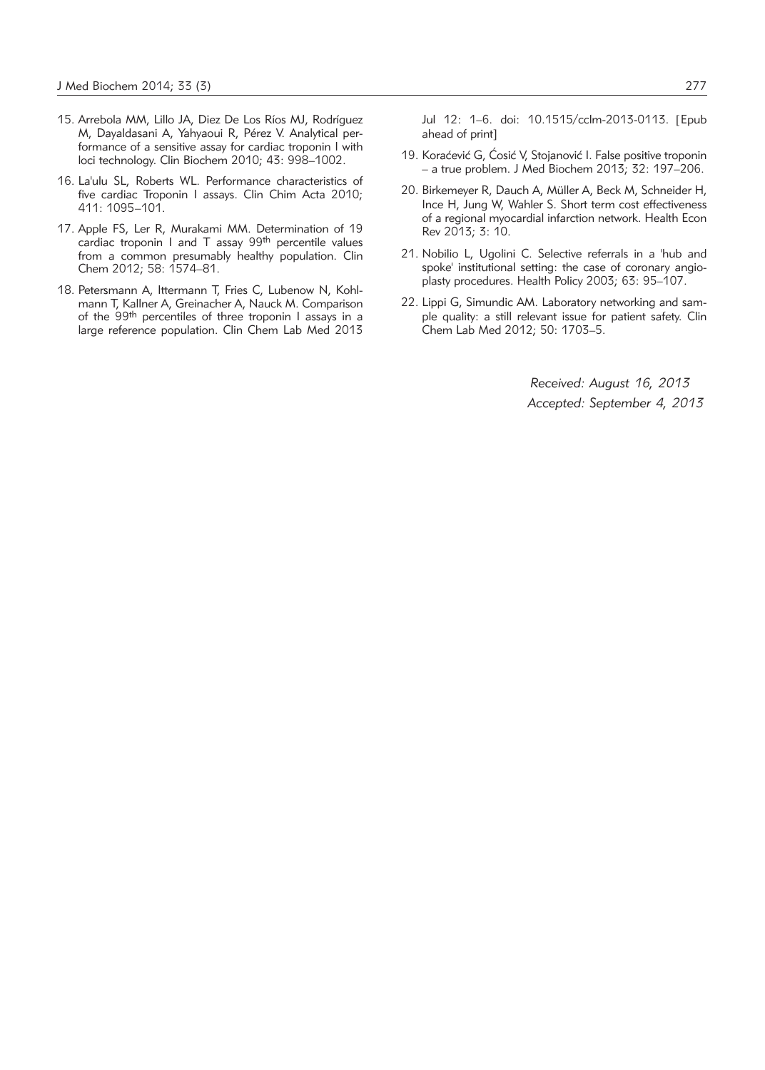15. Arrebola MM, Lillo JA, Diez De Los Ríos MJ, Rodríguez M, Dayaldasani A, Yahyaoui R, Pérez V. Analytical performance of a sensitive assay for cardiac troponin I with loci technology. Clin Biochem 2010; 43: 998–1002.

16. La'ulu SL, Roberts WL. Performance characteristics of five cardiac Troponin I assays. Clin Chim Acta 2010; 411: 1095–101.

17. Apple FS, Ler R, Murakami MM. Determination of 19 cardiac troponin I and T assay 99th percentile values from a common presumably healthy population. Clin Chem 2012; 58: 1574–81.

18. Petersmann A, Ittermann T, Fries C, Lubenow N, Kohlmann T, Kallner A, Greinacher A, Nauck M. Comparison of the 99th percentiles of three troponin I assays in a large reference population. Clin Chem Lab Med 2013 Jul 12: 1–6. doi: 10.1515/cclm-2013-0113. [Epub ahead of print]

19. Koraćević G, Ćosić V, Stojanović I. False positive troponin – a true problem. J Med Biochem 2013; 32: 197–206.

20. Birkemeyer R, Dauch A, Müller A, Beck M, Schneider H, Ince H, Jung W, Wahler S. Short term cost effectiveness of a regional myocardial infarction network. Health Econ Rev 2013; 3: 10.

21. Nobilio L, Ugolini C. Selective referrals in a 'hub and spoke' institutional setting: the case of coronary angioplasty procedures. Health Policy 2003; 63: 95–107.

22. Lippi G, Simundic AM. Laboratory networking and sample quality: a still relevant issue for patient safety. Clin Chem Lab Med 2012; 50: 1703–5.

*Received: August 16, 2013*
*Accepted: September 4, 2013*